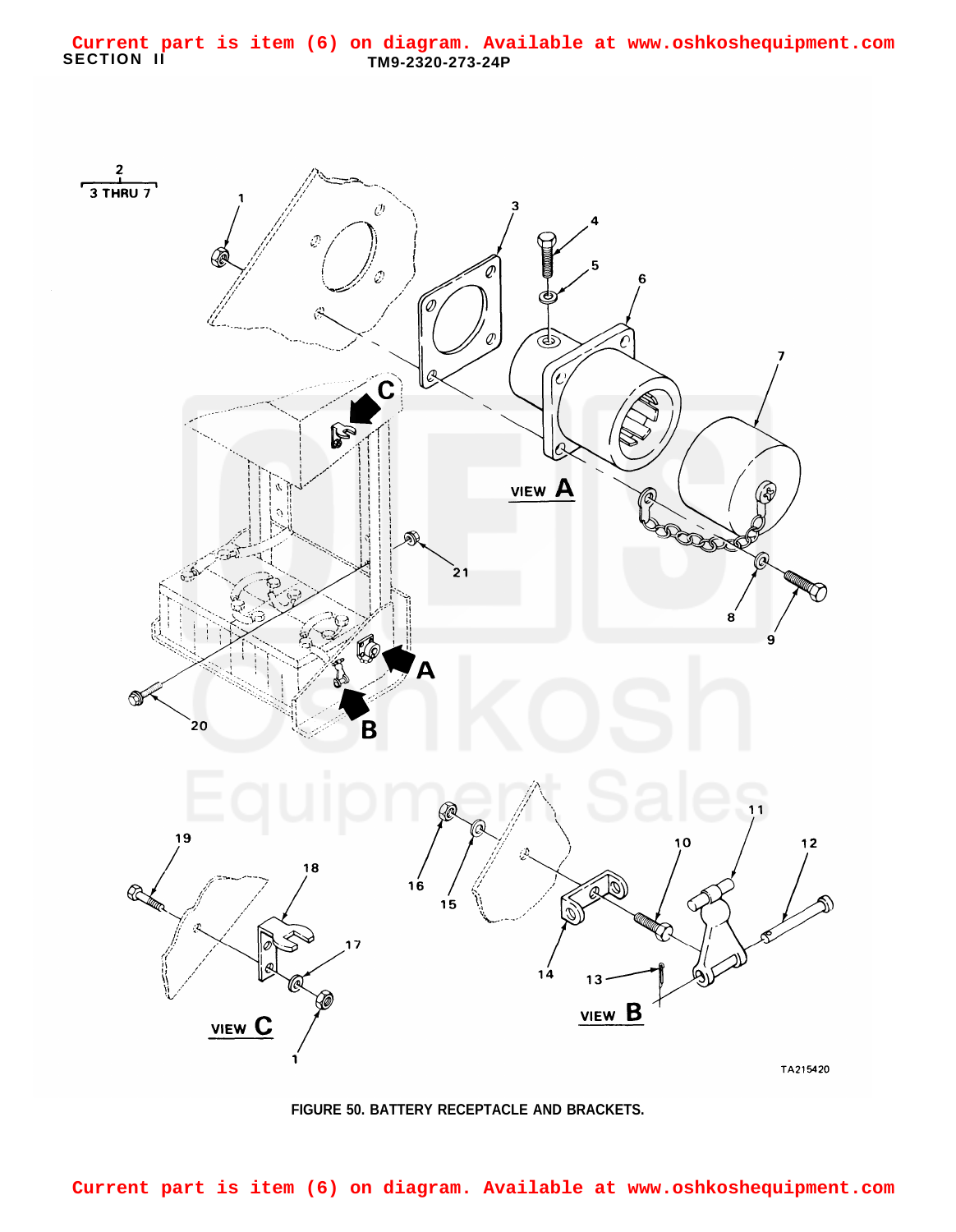Current part is item (6) on diagram. Available at www.oshkoshequipment.com

SECTION II

TM9-2320-273-24P

FIGURE 50. BATTERY RECEPTACLE AND BRACKETS.

Current part is item (6) on diagram. Available at www.oshkoshequipment.com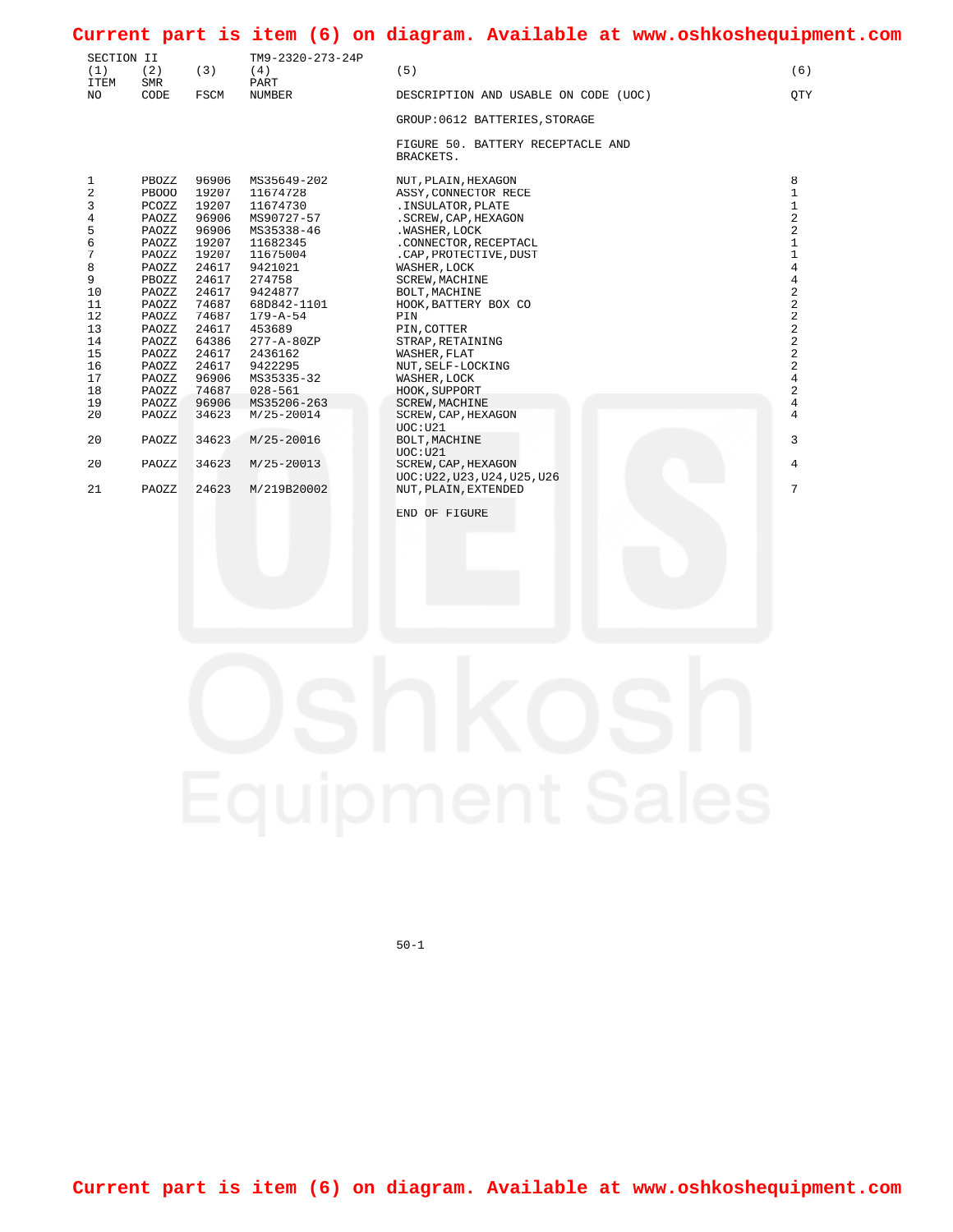**Current part is item (6) on diagram. Available at www.oshkoshequipment.com**

SECTION II TM9-2320-273-24P

| (1) ITEM NO | (2) SMR CODE | (3) FSCM | (4) PART NUMBER | (5) DESCRIPTION AND USABLE ON CODE (UOC) | (6) QTY |
|---|---|---|---|---|---|
| | | | | GROUP:0612 BATTERIES,STORAGE | |
| | | | | FIGURE 50. BATTERY RECEPTACLE AND BRACKETS. | |
| 1 | PBOZZ | 96906 | MS35649-202 | NUT,PLAIN,HEXAGON | 8 |
| 2 | PBOOO | 19207 | 11674728 | ASSY,CONNECTOR RECE | 1 |
| 3 | PCOZZ | 19207 | 11674730 | .INSULATOR,PLATE | 1 |
| 4 | PAOZZ | 96906 | MS90727-57 | .SCREW,CAP,HEXAGON | 2 |
| 5 | PAOZZ | 96906 | MS35338-46 | .WASHER,LOCK | 2 |
| 6 | PAOZZ | 19207 | 11682345 | .CONNECTOR,RECEPTACL | 1 |
| 7 | PAOZZ | 19207 | 11675004 | .CAP,PROTECTIVE,DUST | 1 |
| 8 | PAOZZ | 24617 | 9421021 | WASHER,LOCK | 4 |
| 9 | PBOZZ | 24617 | 274758 | SCREW,MACHINE | 4 |
| 10 | PAOZZ | 24617 | 9424877 | BOLT,MACHINE | 2 |
| 11 | PAOZZ | 74687 | 68D842-1101 | HOOK,BATTERY BOX CO | 2 |
| 12 | PAOZZ | 74687 | 179-A-54 | PIN | 2 |
| 13 | PAOZZ | 24617 | 453689 | PIN,COTTER | 2 |
| 14 | PAOZZ | 64386 | 277-A-80ZP | STRAP,RETAINING | 2 |
| 15 | PAOZZ | 24617 | 2436162 | WASHER,FLAT | 2 |
| 16 | PAOZZ | 24617 | 9422295 | NUT,SELF-LOCKING | 2 |
| 17 | PAOZZ | 96906 | MS35335-32 | WASHER,LOCK | 4 |
| 18 | PAOZZ | 74687 | 028-561 | HOOK,SUPPORT | 2 |
| 19 | PAOZZ | 96906 | MS35206-263 | SCREW,MACHINE | 4 |
| 20 | PAOZZ | 34623 | M/25-20014 | SCREW,CAP,HEXAGON UOC:U21 | 4 |
| 20 | PAOZZ | 34623 | M/25-20016 | BOLT,MACHINE UOC:U21 | 3 |
| 20 | PAOZZ | 34623 | M/25-20013 | SCREW,CAP,HEXAGON UOC:U22,U23,U24,U25,U26 | 4 |
| 21 | PAOZZ | 24623 | M/219B20002 | NUT,PLAIN,EXTENDED | 7 |
| | | | | END OF FIGURE | |

**Current part is item (6) on diagram. Available at www.oshkoshequipment.com**